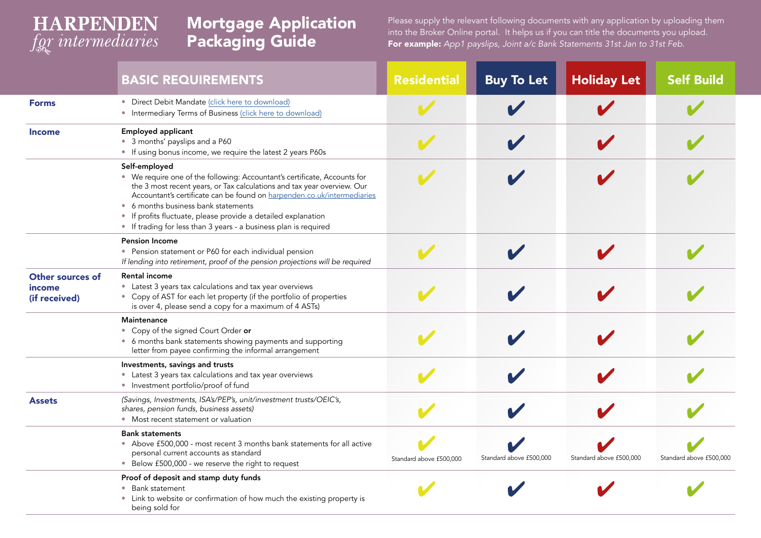HARPENDEN *for intermediaries*

# Mortgage Application Packaging Guide

Please supply the relevant following documents with any application by uploading them into the Broker Online portal. It helps us if you can title the documents you upload.
**For example:** *App1 payslips, Joint a/c Bank Statements 31st Jan to 31st Feb.*

| | BASIC REQUIREMENTS | Residential | Buy To Let | Holiday Let | Self Build |
|---|---|---|---|---|---|
| **Forms** | • Direct Debit Mandate (click here to download)<br>• Intermediary Terms of Business (click here to download) | ✔ | ✔ | ✔ | ✔ |
| **Income** | **Employed applicant**<br>• 3 months' payslips and a P60<br>• If using bonus income, we require the latest 2 years P60s | ✔ | ✔ | ✔ | ✔ |
| | **Self-employed**<br>• We require one of the following: Accountant's certificate, Accounts for the 3 most recent years, or Tax calculations and tax year overview. Our Accountant's certificate can be found on harpenden.co.uk/intermediaries<br>• 6 months business bank statements<br>• If profits fluctuate, please provide a detailed explanation<br>• If trading for less than 3 years - a business plan is required | ✔ | ✔ | ✔ | ✔ |
| | **Pension Income**<br>• Pension statement or P60 for each individual pension<br>*If lending into retirement, proof of the pension projections will be required* | ✔ | ✔ | ✔ | ✔ |
| **Other sources of income (if received)** | **Rental income**<br>• Latest 3 years tax calculations and tax year overviews<br>• Copy of AST for each let property (if the portfolio of properties is over 4, please send a copy for a maximum of 4 ASTs) | ✔ | ✔ | ✔ | ✔ |
| | **Maintenance**<br>• Copy of the signed Court Order **or**<br>• 6 months bank statements showing payments and supporting letter from payee confirming the informal arrangement | ✔ | ✔ | ✔ | ✔ |
| | **Investments, savings and trusts**<br>• Latest 3 years tax calculations and tax year overviews<br>• Investment portfolio/proof of fund | ✔ | ✔ | ✔ | ✔ |
| **Assets** | *(Savings, Investments, ISA's/PEP's, unit/investment trusts/OEIC's, shares, pension funds, business assets)*<br>• Most recent statement or valuation | ✔ | ✔ | ✔ | ✔ |
| | **Bank statements**<br>• Above £500,000 - most recent 3 months bank statements for all active personal current accounts as standard<br>• Below £500,000 - we reserve the right to request | ✔ Standard above £500,000 | ✔ Standard above £500,000 | ✔ Standard above £500,000 | ✔ Standard above £500,000 |
| | **Proof of deposit and stamp duty funds**<br>• Bank statement<br>• Link to website or confirmation of how much the existing property is being sold for | ✔ | ✔ | ✔ | ✔ |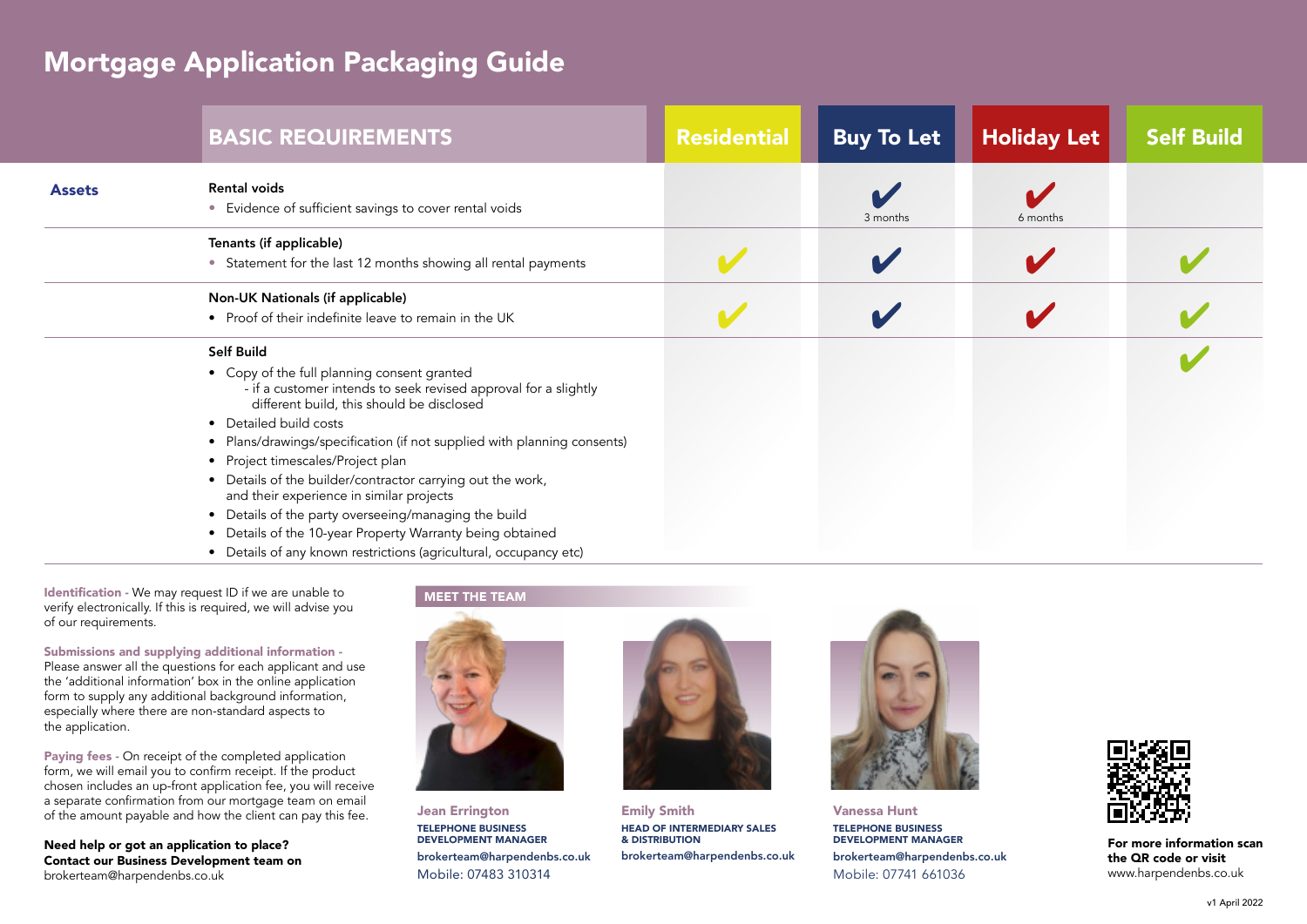# Mortgage Application Packaging Guide

| | BASIC REQUIREMENTS | Residential | Buy To Let | Holiday Let | Self Build |
|---|---|---|---|---|---|
| **Assets** | **Rental voids**<br>• Evidence of sufficient savings to cover rental voids | | ✔ 3 months | ✔ 6 months | |
| | **Tenants (if applicable)**<br>• Statement for the last 12 months showing all rental payments | ✔ | ✔ | ✔ | ✔ |
| | **Non-UK Nationals (if applicable)**<br>• Proof of their indefinite leave to remain in the UK | ✔ | ✔ | ✔ | ✔ |
| | **Self Build**<br>• Copy of the full planning consent granted - if a customer intends to seek revised approval for a slightly different build, this should be disclosed<br>• Detailed build costs<br>• Plans/drawings/specification (if not supplied with planning consents)<br>• Project timescales/Project plan<br>• Details of the builder/contractor carrying out the work, and their experience in similar projects<br>• Details of the party overseeing/managing the build<br>• Details of the 10-year Property Warranty being obtained<br>• Details of any known restrictions (agricultural, occupancy etc) | | | | ✔ |

**Identification** - We may request ID if we are unable to verify electronically. If this is required, we will advise you of our requirements.

**Submissions and supplying additional information** - Please answer all the questions for each applicant and use the 'additional information' box in the online application form to supply any additional background information, especially where there are non-standard aspects to the application.

**Paying fees** - On receipt of the completed application form, we will email you to confirm receipt. If the product chosen includes an up-front application fee, you will receive a separate confirmation from our mortgage team on email of the amount payable and how the client can pay this fee.

**Need help or got an application to place? Contact our Business Development team on**
brokerteam@harpendenbs.co.uk

## MEET THE TEAM

**Jean Errington**
TELEPHONE BUSINESS DEVELOPMENT MANAGER
brokerteam@harpendenbs.co.uk
Mobile: 07483 310314

**Emily Smith**
HEAD OF INTERMEDIARY SALES & DISTRIBUTION
brokerteam@harpendenbs.co.uk

**Vanessa Hunt**
TELEPHONE BUSINESS DEVELOPMENT MANAGER
brokerteam@harpendenbs.co.uk
Mobile: 07741 661036

**For more information scan the QR code or visit**
www.harpendenbs.co.uk

v1 April 2022